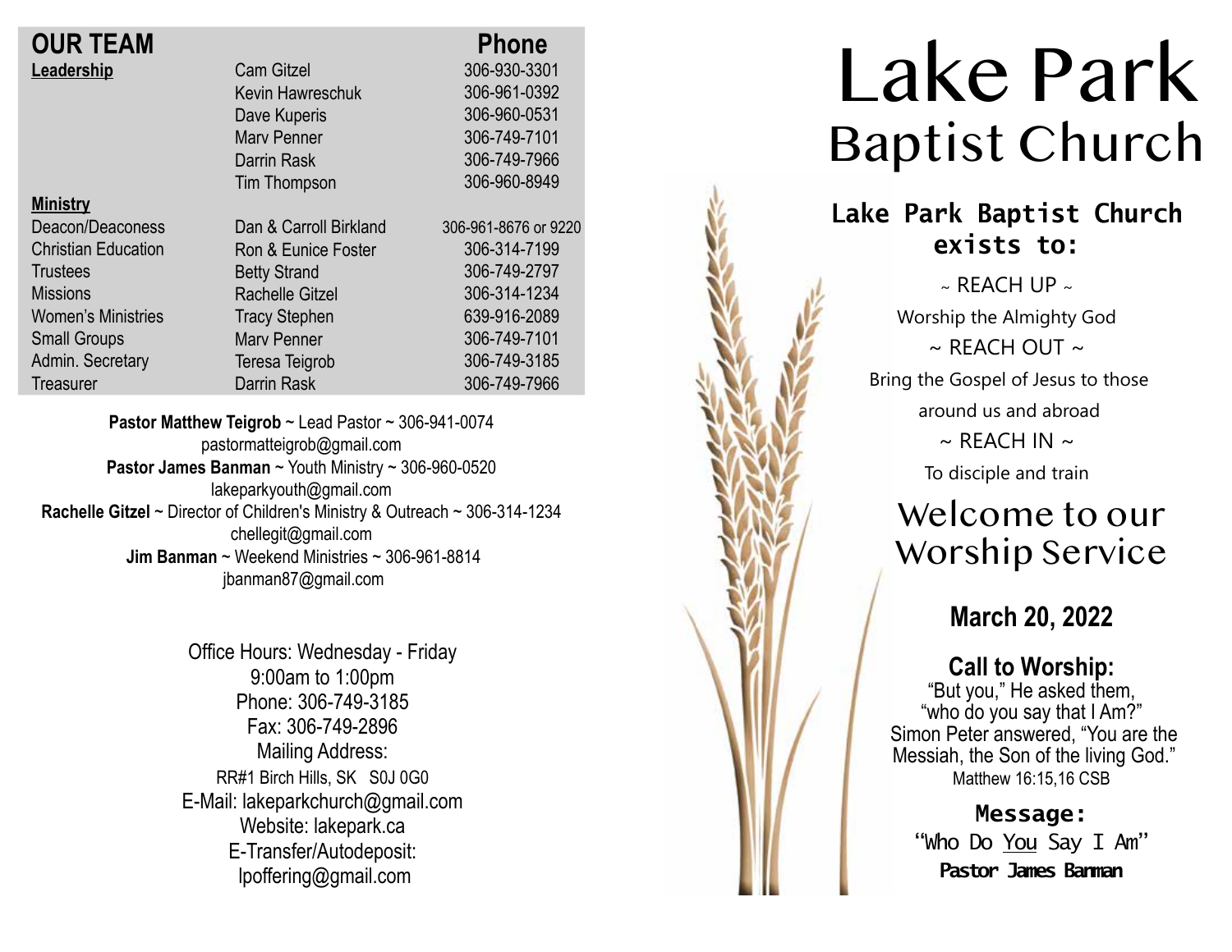## OUR TEAM

| | | Phone |
|---|---|---|
| **Leadership** | Cam Gitzel | 306-930-3301 |
| | Kevin Hawreschuk | 306-961-0392 |
| | Dave Kuperis | 306-960-0531 |
| | Marv Penner | 306-749-7101 |
| | Darrin Rask | 306-749-7966 |
| | Tim Thompson | 306-960-8949 |
| **Ministry** | | |
| Deacon/Deaconess | Dan & Carroll Birkland | 306-961-8676 or 9220 |
| Christian Education | Ron & Eunice Foster | 306-314-7199 |
| Trustees | Betty Strand | 306-749-2797 |
| Missions | Rachelle Gitzel | 306-314-1234 |
| Women's Ministries | Tracy Stephen | 639-916-2089 |
| Small Groups | Marv Penner | 306-749-7101 |
| Admin. Secretary | Teresa Teigrob | 306-749-3185 |
| Treasurer | Darrin Rask | 306-749-7966 |

**Pastor Matthew Teigrob** ~ Lead Pastor ~ 306-941-0074
pastormatteigrob@gmail.com
**Pastor James Banman** ~ Youth Ministry ~ 306-960-0520
lakeparkyouth@gmail.com
**Rachelle Gitzel** ~ Director of Children's Ministry & Outreach ~ 306-314-1234
chellegit@gmail.com
**Jim Banman** ~ Weekend Ministries ~ 306-961-8814
jbanman87@gmail.com

Office Hours: Wednesday - Friday
9:00am to 1:00pm
Phone: 306-749-3185
Fax: 306-749-2896
Mailing Address:
RR#1 Birch Hills, SK S0J 0G0
E-Mail: lakeparkchurch@gmail.com
Website: lakepark.ca
E-Transfer/Autodeposit:
lpoffering@gmail.com

# Lake Park
## Baptist Church

### Lake Park Baptist Church exists to:

~ REACH UP ~
Worship the Almighty God
~ REACH OUT ~
Bring the Gospel of Jesus to those around us and abroad
~ REACH IN ~
To disciple and train

## Welcome to our Worship Service

### March 20, 2022

### Call to Worship:

"But you," He asked them, "who do you say that I Am?" Simon Peter answered, "You are the Messiah, the Son of the living God."
Matthew 16:15,16 CSB

### Message:

"Who Do You Say I Am"
**Pastor James Banman**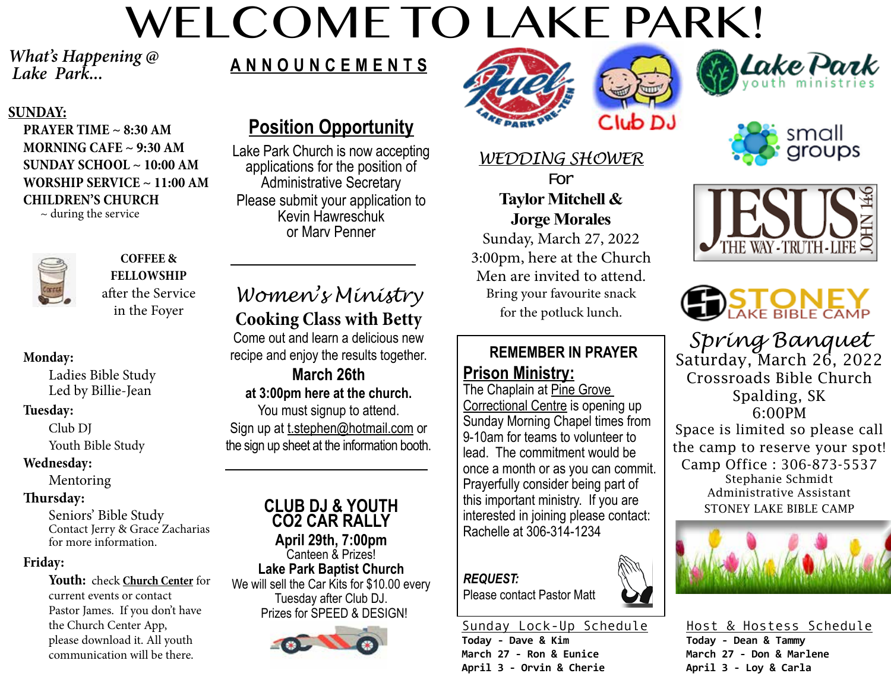# WELCOME TO LAKE PARK!

*What's Happening @ Lake Park...*

**SUNDAY:**

**PRAYER TIME ~ 8:30 AM**
**MORNING CAFE ~ 9:30 AM**
**SUNDAY SCHOOL ~ 10:00 AM**
**WORSHIP SERVICE ~ 11:00 AM**
**CHILDREN'S CHURCH**
~ during the service

**COFFEE & FELLOWSHIP**
after the Service
in the Foyer

**Monday:**
Ladies Bible Study
Led by Billie-Jean

**Tuesday:**
Club DJ
Youth Bible Study

**Wednesday:**
Mentoring

**Thursday:**
Seniors' Bible Study
Contact Jerry & Grace Zacharias for more information.

**Friday:**
**Youth:** check **Church Center** for current events or contact Pastor James. If you don't have the Church Center App, please download it. All youth communication will be there.

## ANNOUNCEMENTS

### Position Opportunity

Lake Park Church is now accepting applications for the position of Administrative Secretary
Please submit your application to Kevin Hawreschuk
or Marv Penner

---

### *Women's Ministry*

**Cooking Class with Betty**
Come out and learn a delicious new recipe and enjoy the results together.
**March 26th**
**at 3:00pm here at the church.**
You must signup to attend.
Sign up at t.stephen@hotmail.com or the sign up sheet at the information booth.

---

### CLUB DJ & YOUTH CO2 CAR RALLY

**April 29th, 7:00pm**
Canteen & Prizes!
**Lake Park Baptist Church**
We will sell the Car Kits for $10.00 every Tuesday after Club DJ.
Prizes for SPEED & DESIGN!

Fuel — Lake Park Pre-Teen | Club DJ | Lake Park youth ministries | small groups

JESUS THE WAY - TRUTH - LIFE JOHN 14:6

### *WEDDING SHOWER*

For
**Taylor Mitchell & Jorge Morales**
Sunday, March 27, 2022
3:00pm, here at the Church
Men are invited to attend.
Bring your favourite snack for the potluck lunch.

### REMEMBER IN PRAYER

**Prison Ministry:**
The Chaplain at Pine Grove Correctional Centre is opening up Sunday Morning Chapel times from 9-10am for teams to volunteer to lead. The commitment would be once a month or as you can commit. Prayerfully consider being part of this important ministry. If you are interested in joining please contact: Rachelle at 306-314-1234

***REQUEST:***
Please contact Pastor Matt

STONEY LAKE BIBLE CAMP

### *Spring Banquet*

Saturday, March 26, 2022
Crossroads Bible Church
Spalding, SK
6:00PM
Space is limited so please call the camp to reserve your spot!
Camp Office : 306-873-5537
Stephanie Schmidt
Administrative Assistant
STONEY LAKE BIBLE CAMP

**Sunday Lock-Up Schedule**

**Today - Dave & Kim**
**March 27 - Ron & Eunice**
**April 3 - Orvin & Cherie**

**Host & Hostess Schedule**

**Today - Dean & Tammy**
**March 27 - Don & Marlene**
**April 3 - Loy & Carla**